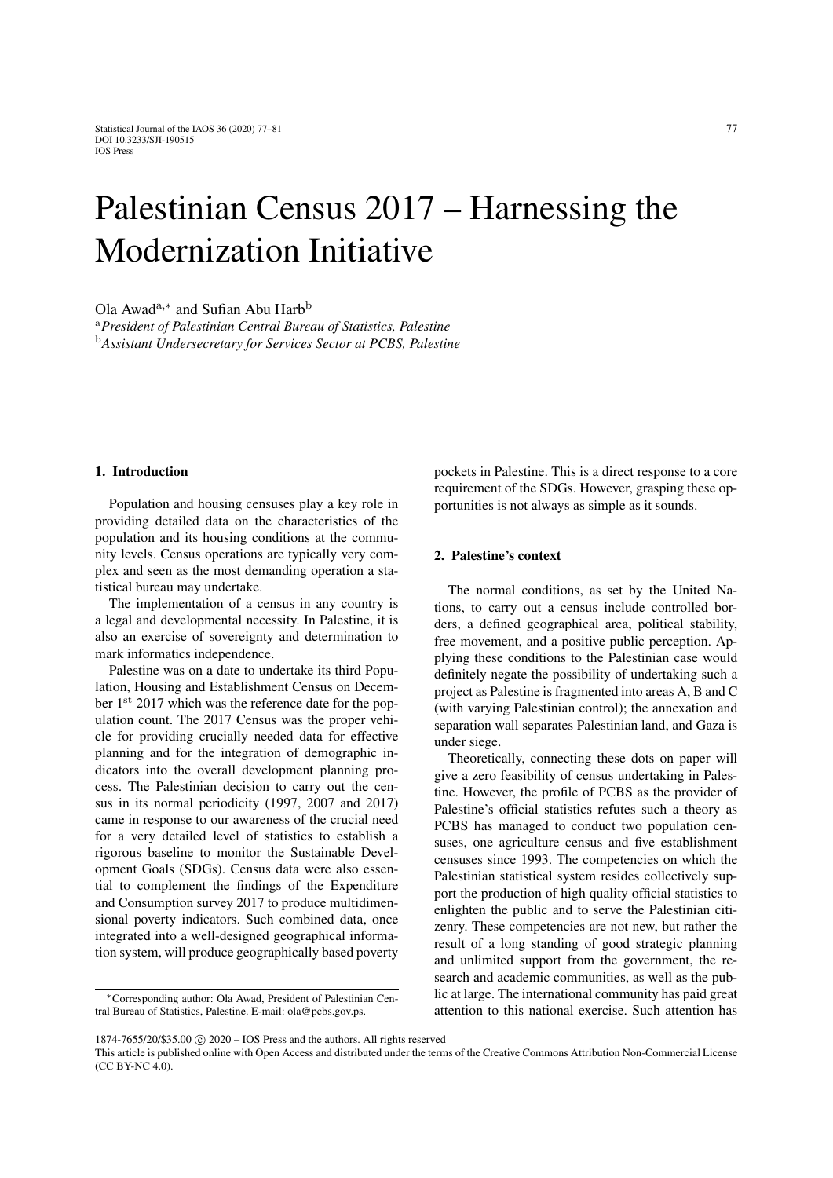# Palestinian Census 2017 – Harnessing the Modernization Initiative

Ola Awad[a,*] and Sufian Abu Harb[b]

[a]*President of Palestinian Central Bureau of Statistics, Palestine*

[b]*Assistant Undersecretary for Services Sector at PCBS, Palestine*

## 1. Introduction

Population and housing censuses play a key role in providing detailed data on the characteristics of the population and its housing conditions at the community levels. Census operations are typically very complex and seen as the most demanding operation a statistical bureau may undertake.

The implementation of a census in any country is a legal and developmental necessity. In Palestine, it is also an exercise of sovereignty and determination to mark informatics independence.

Palestine was on a date to undertake its third Population, Housing and Establishment Census on December 1st 2017 which was the reference date for the population count. The 2017 Census was the proper vehicle for providing crucially needed data for effective planning and for the integration of demographic indicators into the overall development planning process. The Palestinian decision to carry out the census in its normal periodicity (1997, 2007 and 2017) came in response to our awareness of the crucial need for a very detailed level of statistics to establish a rigorous baseline to monitor the Sustainable Development Goals (SDGs). Census data were also essential to complement the findings of the Expenditure and Consumption survey 2017 to produce multidimensional poverty indicators. Such combined data, once integrated into a well-designed geographical information system, will produce geographically based poverty pockets in Palestine. This is a direct response to a core requirement of the SDGs. However, grasping these opportunities is not always as simple as it sounds.

## 2. Palestine's context

The normal conditions, as set by the United Nations, to carry out a census include controlled borders, a defined geographical area, political stability, free movement, and a positive public perception. Applying these conditions to the Palestinian case would definitely negate the possibility of undertaking such a project as Palestine is fragmented into areas A, B and C (with varying Palestinian control); the annexation and separation wall separates Palestinian land, and Gaza is under siege.

Theoretically, connecting these dots on paper will give a zero feasibility of census undertaking in Palestine. However, the profile of PCBS as the provider of Palestine's official statistics refutes such a theory as PCBS has managed to conduct two population censuses, one agriculture census and five establishment censuses since 1993. The competencies on which the Palestinian statistical system resides collectively support the production of high quality official statistics to enlighten the public and to serve the Palestinian citizenry. These competencies are not new, but rather the result of a long standing of good strategic planning and unlimited support from the government, the research and academic communities, as well as the public at large. The international community has paid great attention to this national exercise. Such attention has

*Corresponding author: Ola Awad, President of Palestinian Central Bureau of Statistics, Palestine. E-mail: ola@pcbs.gov.ps.

1874-7655/20/$35.00 © 2020 – IOS Press and the authors. All rights reserved

This article is published online with Open Access and distributed under the terms of the Creative Commons Attribution Non-Commercial License (CC BY-NC 4.0).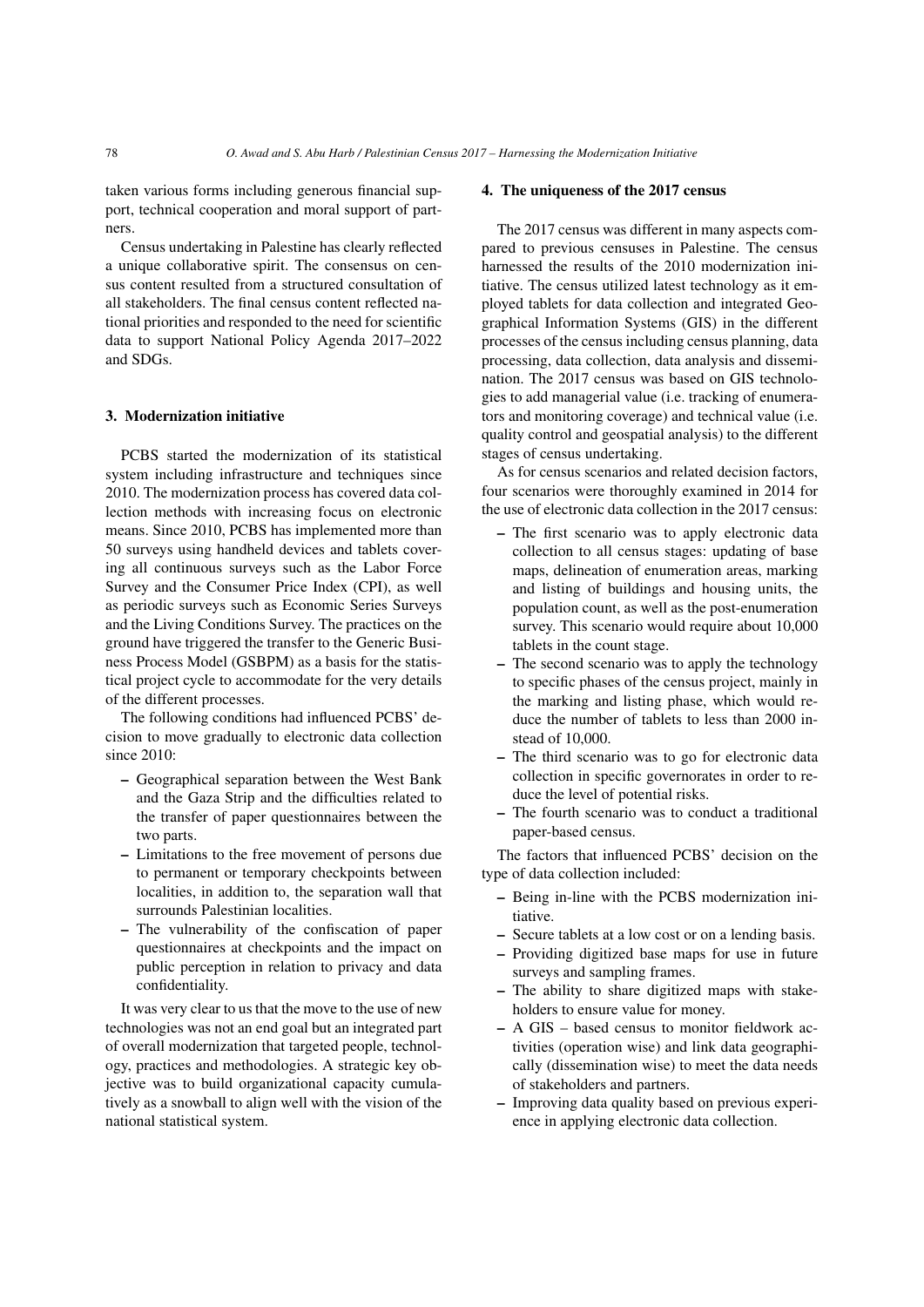taken various forms including generous financial support, technical cooperation and moral support of partners.

Census undertaking in Palestine has clearly reflected a unique collaborative spirit. The consensus on census content resulted from a structured consultation of all stakeholders. The final census content reflected national priorities and responded to the need for scientific data to support National Policy Agenda 2017–2022 and SDGs.

## 3. Modernization initiative

PCBS started the modernization of its statistical system including infrastructure and techniques since 2010. The modernization process has covered data collection methods with increasing focus on electronic means. Since 2010, PCBS has implemented more than 50 surveys using handheld devices and tablets covering all continuous surveys such as the Labor Force Survey and the Consumer Price Index (CPI), as well as periodic surveys such as Economic Series Surveys and the Living Conditions Survey. The practices on the ground have triggered the transfer to the Generic Business Process Model (GSBPM) as a basis for the statistical project cycle to accommodate for the very details of the different processes.

The following conditions had influenced PCBS' decision to move gradually to electronic data collection since 2010:

- Geographical separation between the West Bank and the Gaza Strip and the difficulties related to the transfer of paper questionnaires between the two parts.
- Limitations to the free movement of persons due to permanent or temporary checkpoints between localities, in addition to, the separation wall that surrounds Palestinian localities.
- The vulnerability of the confiscation of paper questionnaires at checkpoints and the impact on public perception in relation to privacy and data confidentiality.

It was very clear to us that the move to the use of new technologies was not an end goal but an integrated part of overall modernization that targeted people, technology, practices and methodologies. A strategic key objective was to build organizational capacity cumulatively as a snowball to align well with the vision of the national statistical system.

## 4. The uniqueness of the 2017 census

The 2017 census was different in many aspects compared to previous censuses in Palestine. The census harnessed the results of the 2010 modernization initiative. The census utilized latest technology as it employed tablets for data collection and integrated Geographical Information Systems (GIS) in the different processes of the census including census planning, data processing, data collection, data analysis and dissemination. The 2017 census was based on GIS technologies to add managerial value (i.e. tracking of enumerators and monitoring coverage) and technical value (i.e. quality control and geospatial analysis) to the different stages of census undertaking.

As for census scenarios and related decision factors, four scenarios were thoroughly examined in 2014 for the use of electronic data collection in the 2017 census:

- The first scenario was to apply electronic data collection to all census stages: updating of base maps, delineation of enumeration areas, marking and listing of buildings and housing units, the population count, as well as the post-enumeration survey. This scenario would require about 10,000 tablets in the count stage.
- The second scenario was to apply the technology to specific phases of the census project, mainly in the marking and listing phase, which would reduce the number of tablets to less than 2000 instead of 10,000.
- The third scenario was to go for electronic data collection in specific governorates in order to reduce the level of potential risks.
- The fourth scenario was to conduct a traditional paper-based census.

The factors that influenced PCBS' decision on the type of data collection included:

- Being in-line with the PCBS modernization initiative.
- Secure tablets at a low cost or on a lending basis.
- Providing digitized base maps for use in future surveys and sampling frames.
- The ability to share digitized maps with stakeholders to ensure value for money.
- A GIS – based census to monitor fieldwork activities (operation wise) and link data geographically (dissemination wise) to meet the data needs of stakeholders and partners.
- Improving data quality based on previous experience in applying electronic data collection.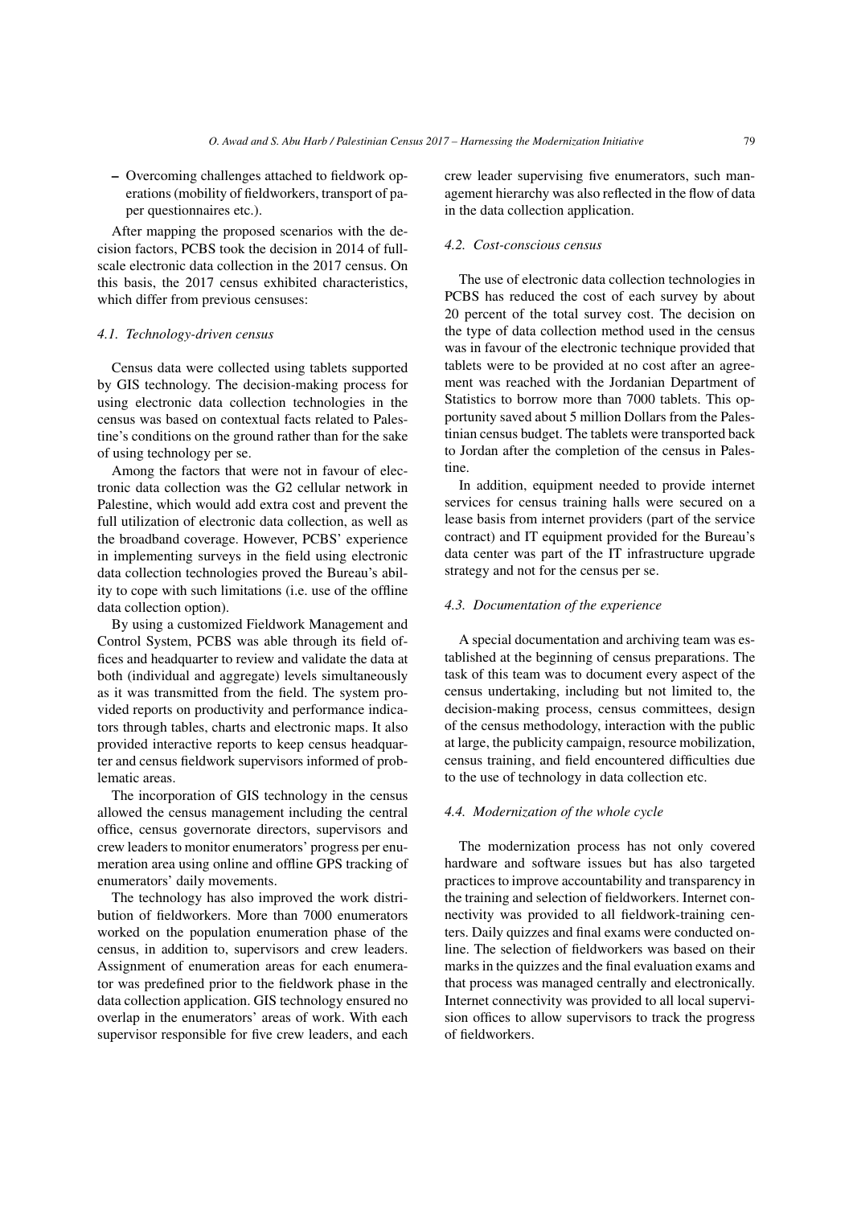- Overcoming challenges attached to fieldwork operations (mobility of fieldworkers, transport of paper questionnaires etc.).

After mapping the proposed scenarios with the decision factors, PCBS took the decision in 2014 of full-scale electronic data collection in the 2017 census. On this basis, the 2017 census exhibited characteristics, which differ from previous censuses:

### *4.1. Technology-driven census*

Census data were collected using tablets supported by GIS technology. The decision-making process for using electronic data collection technologies in the census was based on contextual facts related to Palestine's conditions on the ground rather than for the sake of using technology per se.

Among the factors that were not in favour of electronic data collection was the G2 cellular network in Palestine, which would add extra cost and prevent the full utilization of electronic data collection, as well as the broadband coverage. However, PCBS' experience in implementing surveys in the field using electronic data collection technologies proved the Bureau's ability to cope with such limitations (i.e. use of the offline data collection option).

By using a customized Fieldwork Management and Control System, PCBS was able through its field offices and headquarter to review and validate the data at both (individual and aggregate) levels simultaneously as it was transmitted from the field. The system provided reports on productivity and performance indicators through tables, charts and electronic maps. It also provided interactive reports to keep census headquarter and census fieldwork supervisors informed of problematic areas.

The incorporation of GIS technology in the census allowed the census management including the central office, census governorate directors, supervisors and crew leaders to monitor enumerators' progress per enumeration area using online and offline GPS tracking of enumerators' daily movements.

The technology has also improved the work distribution of fieldworkers. More than 7000 enumerators worked on the population enumeration phase of the census, in addition to, supervisors and crew leaders. Assignment of enumeration areas for each enumerator was predefined prior to the fieldwork phase in the data collection application. GIS technology ensured no overlap in the enumerators' areas of work. With each supervisor responsible for five crew leaders, and each crew leader supervising five enumerators, such management hierarchy was also reflected in the flow of data in the data collection application.

### *4.2. Cost-conscious census*

The use of electronic data collection technologies in PCBS has reduced the cost of each survey by about 20 percent of the total survey cost. The decision on the type of data collection method used in the census was in favour of the electronic technique provided that tablets were to be provided at no cost after an agreement was reached with the Jordanian Department of Statistics to borrow more than 7000 tablets. This opportunity saved about 5 million Dollars from the Palestinian census budget. The tablets were transported back to Jordan after the completion of the census in Palestine.

In addition, equipment needed to provide internet services for census training halls were secured on a lease basis from internet providers (part of the service contract) and IT equipment provided for the Bureau's data center was part of the IT infrastructure upgrade strategy and not for the census per se.

### *4.3. Documentation of the experience*

A special documentation and archiving team was established at the beginning of census preparations. The task of this team was to document every aspect of the census undertaking, including but not limited to, the decision-making process, census committees, design of the census methodology, interaction with the public at large, the publicity campaign, resource mobilization, census training, and field encountered difficulties due to the use of technology in data collection etc.

### *4.4. Modernization of the whole cycle*

The modernization process has not only covered hardware and software issues but has also targeted practices to improve accountability and transparency in the training and selection of fieldworkers. Internet connectivity was provided to all fieldwork-training centers. Daily quizzes and final exams were conducted online. The selection of fieldworkers was based on their marks in the quizzes and the final evaluation exams and that process was managed centrally and electronically. Internet connectivity was provided to all local supervision offices to allow supervisors to track the progress of fieldworkers.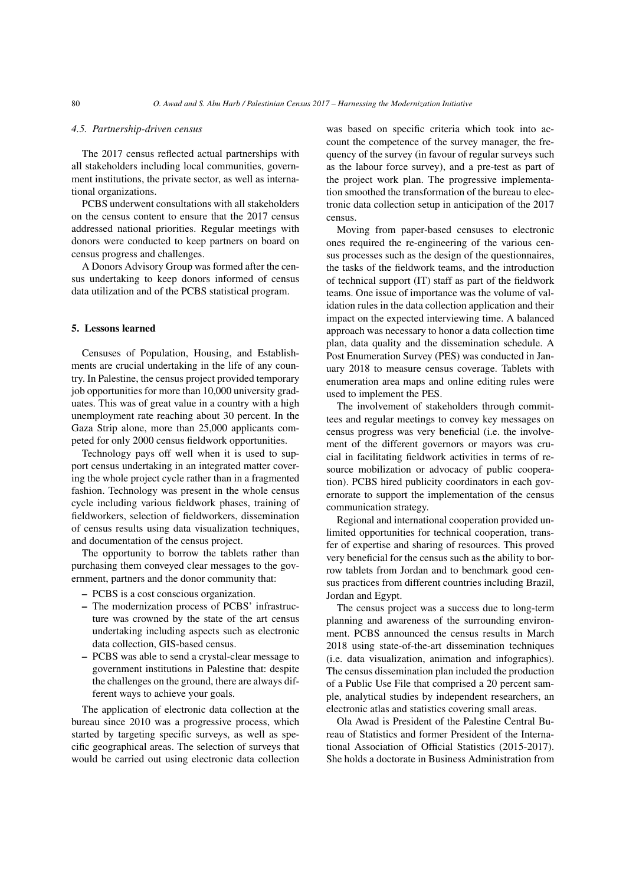### 4.5. Partnership-driven census

The 2017 census reflected actual partnerships with all stakeholders including local communities, government institutions, the private sector, as well as international organizations.

PCBS underwent consultations with all stakeholders on the census content to ensure that the 2017 census addressed national priorities. Regular meetings with donors were conducted to keep partners on board on census progress and challenges.

A Donors Advisory Group was formed after the census undertaking to keep donors informed of census data utilization and of the PCBS statistical program.

## 5. Lessons learned

Censuses of Population, Housing, and Establishments are crucial undertaking in the life of any country. In Palestine, the census project provided temporary job opportunities for more than 10,000 university graduates. This was of great value in a country with a high unemployment rate reaching about 30 percent. In the Gaza Strip alone, more than 25,000 applicants competed for only 2000 census fieldwork opportunities.

Technology pays off well when it is used to support census undertaking in an integrated matter covering the whole project cycle rather than in a fragmented fashion. Technology was present in the whole census cycle including various fieldwork phases, training of fieldworkers, selection of fieldworkers, dissemination of census results using data visualization techniques, and documentation of the census project.

The opportunity to borrow the tablets rather than purchasing them conveyed clear messages to the government, partners and the donor community that:

- PCBS is a cost conscious organization.
- The modernization process of PCBS' infrastructure was crowned by the state of the art census undertaking including aspects such as electronic data collection, GIS-based census.
- PCBS was able to send a crystal-clear message to government institutions in Palestine that: despite the challenges on the ground, there are always different ways to achieve your goals.

The application of electronic data collection at the bureau since 2010 was a progressive process, which started by targeting specific surveys, as well as specific geographical areas. The selection of surveys that would be carried out using electronic data collection was based on specific criteria which took into account the competence of the survey manager, the frequency of the survey (in favour of regular surveys such as the labour force survey), and a pre-test as part of the project work plan. The progressive implementation smoothed the transformation of the bureau to electronic data collection setup in anticipation of the 2017 census.

Moving from paper-based censuses to electronic ones required the re-engineering of the various census processes such as the design of the questionnaires, the tasks of the fieldwork teams, and the introduction of technical support (IT) staff as part of the fieldwork teams. One issue of importance was the volume of validation rules in the data collection application and their impact on the expected interviewing time. A balanced approach was necessary to honor a data collection time plan, data quality and the dissemination schedule. A Post Enumeration Survey (PES) was conducted in January 2018 to measure census coverage. Tablets with enumeration area maps and online editing rules were used to implement the PES.

The involvement of stakeholders through committees and regular meetings to convey key messages on census progress was very beneficial (i.e. the involvement of the different governors or mayors was crucial in facilitating fieldwork activities in terms of resource mobilization or advocacy of public cooperation). PCBS hired publicity coordinators in each governorate to support the implementation of the census communication strategy.

Regional and international cooperation provided unlimited opportunities for technical cooperation, transfer of expertise and sharing of resources. This proved very beneficial for the census such as the ability to borrow tablets from Jordan and to benchmark good census practices from different countries including Brazil, Jordan and Egypt.

The census project was a success due to long-term planning and awareness of the surrounding environment. PCBS announced the census results in March 2018 using state-of-the-art dissemination techniques (i.e. data visualization, animation and infographics). The census dissemination plan included the production of a Public Use File that comprised a 20 percent sample, analytical studies by independent researchers, an electronic atlas and statistics covering small areas.

Ola Awad is President of the Palestine Central Bureau of Statistics and former President of the International Association of Official Statistics (2015-2017). She holds a doctorate in Business Administration from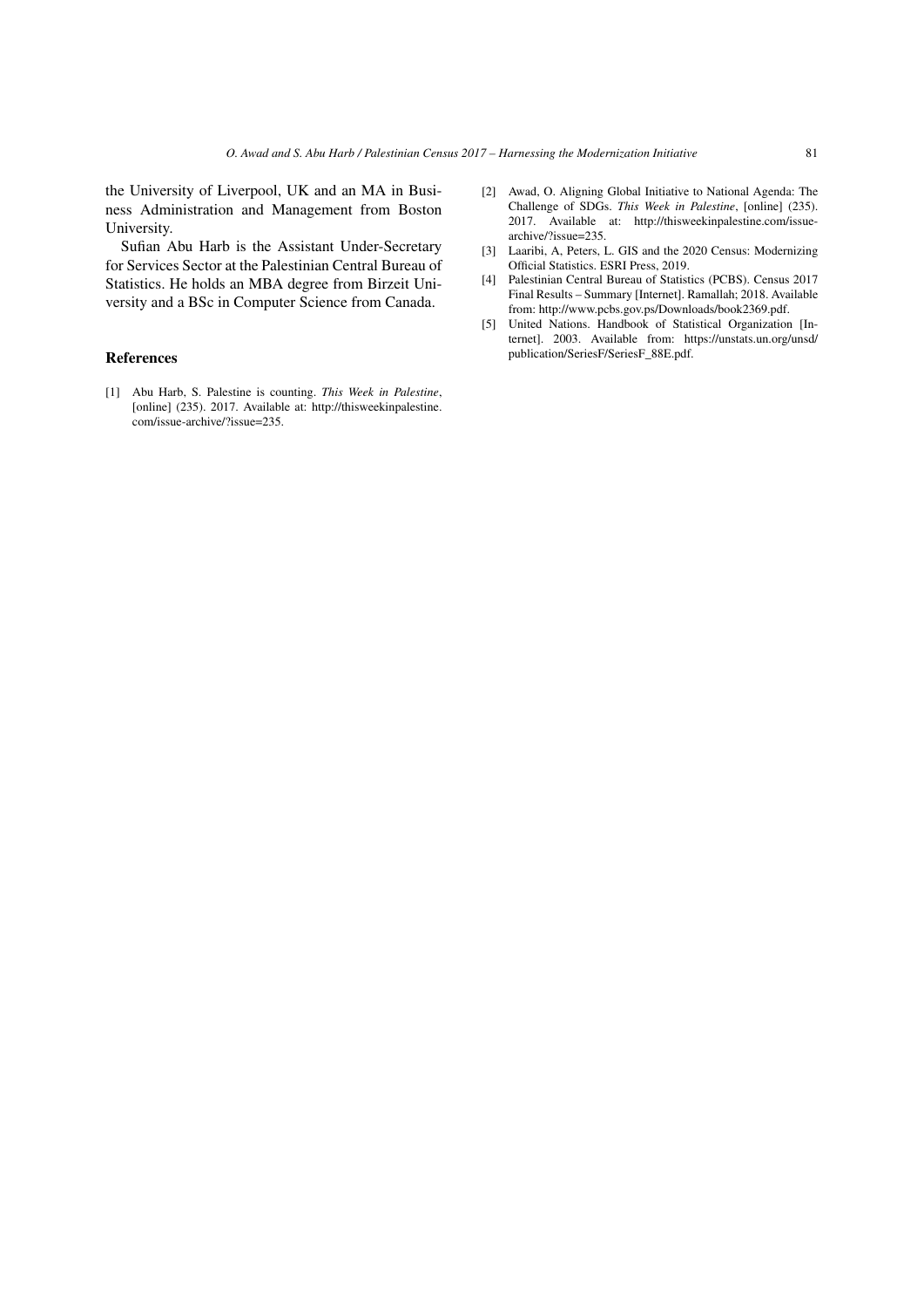the University of Liverpool, UK and an MA in Business Administration and Management from Boston University.

Sufian Abu Harb is the Assistant Under-Secretary for Services Sector at the Palestinian Central Bureau of Statistics. He holds an MBA degree from Birzeit University and a BSc in Computer Science from Canada.

## References

[1] Abu Harb, S. Palestine is counting. *This Week in Palestine*, [online] (235). 2017. Available at: http://thisweekinpalestine.com/issue-archive/?issue=235.

[2] Awad, O. Aligning Global Initiative to National Agenda: The Challenge of SDGs. *This Week in Palestine*, [online] (235). 2017. Available at: http://thisweekinpalestine.com/issue-archive/?issue=235.

[3] Laaribi, A, Peters, L. GIS and the 2020 Census: Modernizing Official Statistics. ESRI Press, 2019.

[4] Palestinian Central Bureau of Statistics (PCBS). Census 2017 Final Results – Summary [Internet]. Ramallah; 2018. Available from: http://www.pcbs.gov.ps/Downloads/book2369.pdf.

[5] United Nations. Handbook of Statistical Organization [Internet]. 2003. Available from: https://unstats.un.org/unsd/publication/SeriesF/SeriesF_88E.pdf.